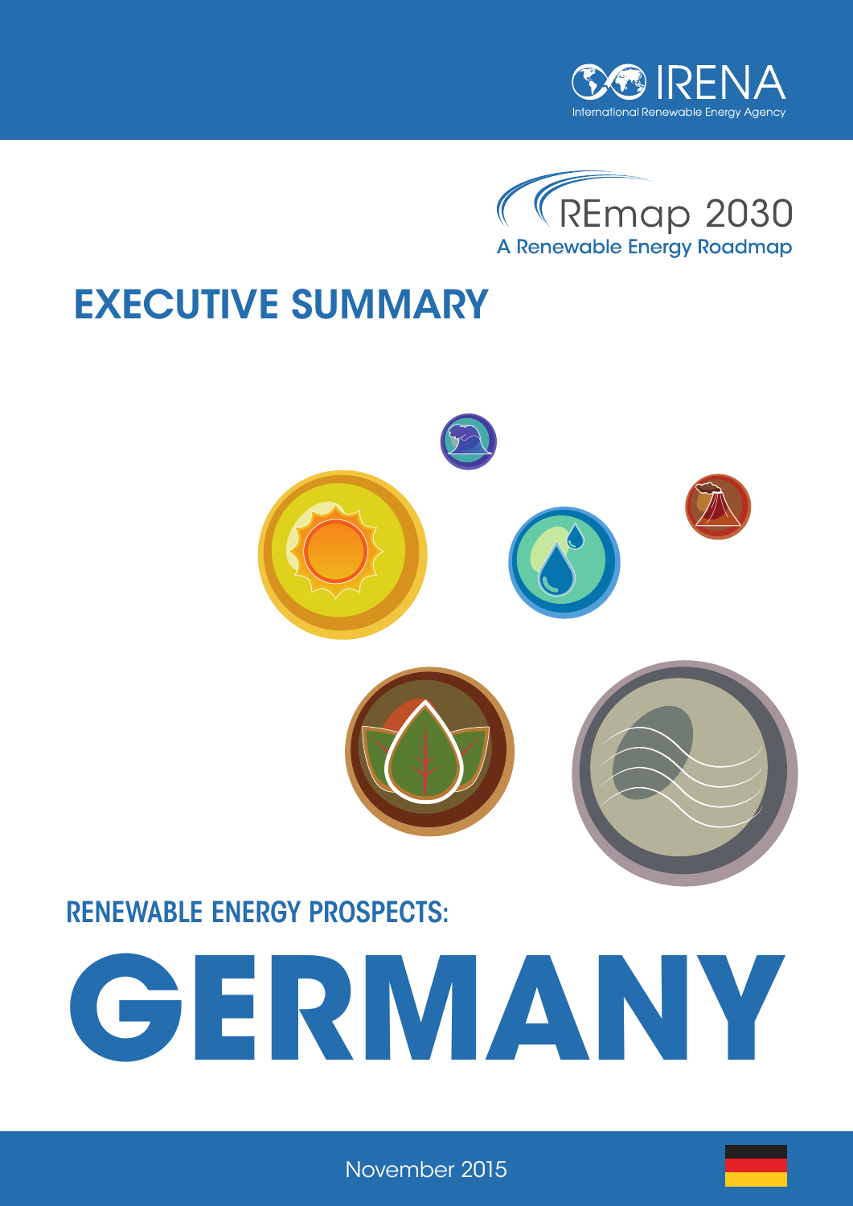IRENA

International Renewable Energy Agency

REmap 2030

A Renewable Energy Roadmap

# EXECUTIVE SUMMARY

## RENEWABLE ENERGY PROSPECTS:

# GERMANY

November 2015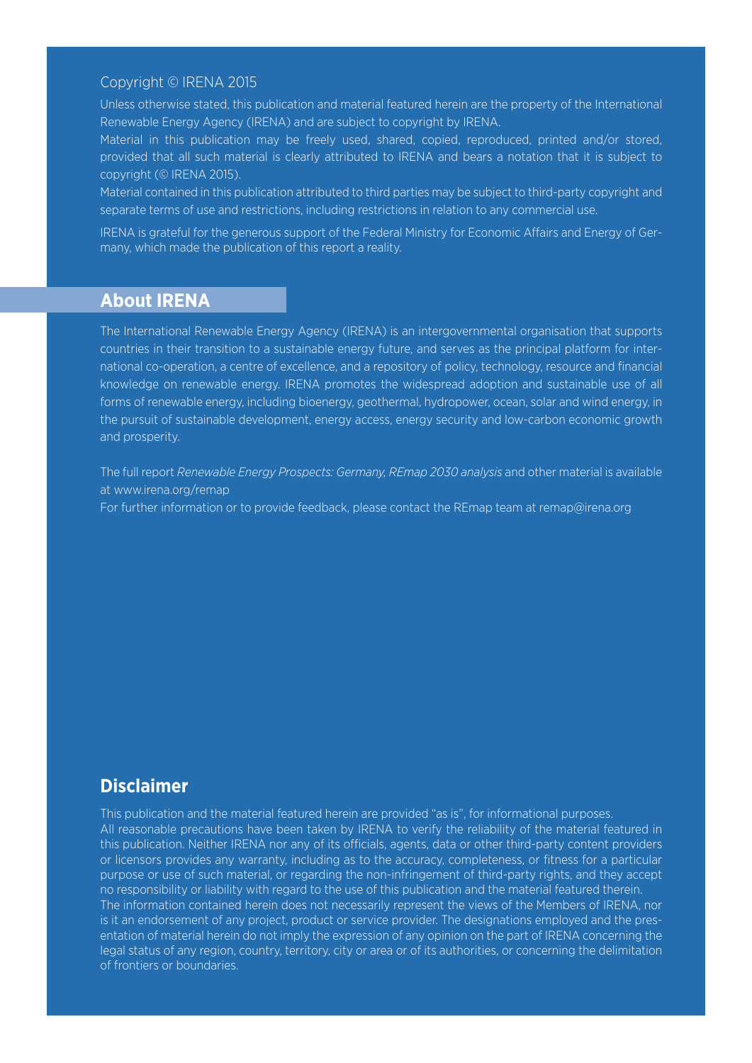Copyright © IRENA 2015

Unless otherwise stated, this publication and material featured herein are the property of the International Renewable Energy Agency (IRENA) and are subject to copyright by IRENA.

Material in this publication may be freely used, shared, copied, reproduced, printed and/or stored, provided that all such material is clearly attributed to IRENA and bears a notation that it is subject to copyright (© IRENA 2015).

Material contained in this publication attributed to third parties may be subject to third-party copyright and separate terms of use and restrictions, including restrictions in relation to any commercial use.

IRENA is grateful for the generous support of the Federal Ministry for Economic Affairs and Energy of Germany, which made the publication of this report a reality.

## About IRENA

The International Renewable Energy Agency (IRENA) is an intergovernmental organisation that supports countries in their transition to a sustainable energy future, and serves as the principal platform for international co-operation, a centre of excellence, and a repository of policy, technology, resource and financial knowledge on renewable energy. IRENA promotes the widespread adoption and sustainable use of all forms of renewable energy, including bioenergy, geothermal, hydropower, ocean, solar and wind energy, in the pursuit of sustainable development, energy access, energy security and low-carbon economic growth and prosperity.

The full report *Renewable Energy Prospects: Germany, REmap 2030 analysis* and other material is available at www.irena.org/remap

For further information or to provide feedback, please contact the REmap team at remap@irena.org

## Disclaimer

This publication and the material featured herein are provided "as is", for informational purposes.

All reasonable precautions have been taken by IRENA to verify the reliability of the material featured in this publication. Neither IRENA nor any of its officials, agents, data or other third-party content providers or licensors provides any warranty, including as to the accuracy, completeness, or fitness for a particular purpose or use of such material, or regarding the non-infringement of third-party rights, and they accept no responsibility or liability with regard to the use of this publication and the material featured therein.

The information contained herein does not necessarily represent the views of the Members of IRENA, nor is it an endorsement of any project, product or service provider. The designations employed and the presentation of material herein do not imply the expression of any opinion on the part of IRENA concerning the legal status of any region, country, territory, city or area or of its authorities, or concerning the delimitation of frontiers or boundaries.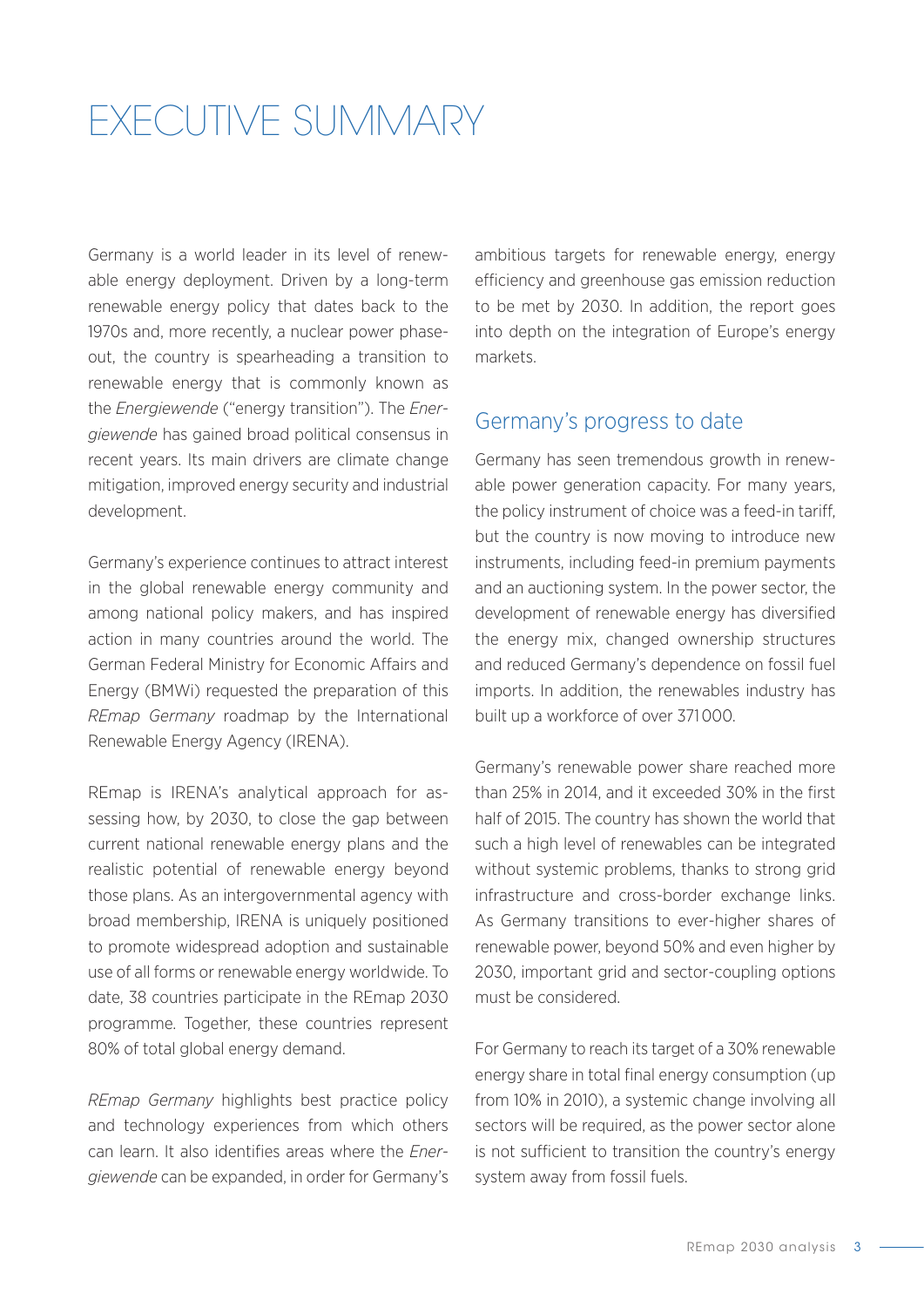# EXECUTIVE SUMMARY

Germany is a world leader in its level of renewable energy deployment. Driven by a long-term renewable energy policy that dates back to the 1970s and, more recently, a nuclear power phase-out, the country is spearheading a transition to renewable energy that is commonly known as the *Energiewende* ("energy transition"). The *Energiewende* has gained broad political consensus in recent years. Its main drivers are climate change mitigation, improved energy security and industrial development.

Germany's experience continues to attract interest in the global renewable energy community and among national policy makers, and has inspired action in many countries around the world. The German Federal Ministry for Economic Affairs and Energy (BMWi) requested the preparation of this *REmap Germany* roadmap by the International Renewable Energy Agency (IRENA).

REmap is IRENA's analytical approach for assessing how, by 2030, to close the gap between current national renewable energy plans and the realistic potential of renewable energy beyond those plans. As an intergovernmental agency with broad membership, IRENA is uniquely positioned to promote widespread adoption and sustainable use of all forms or renewable energy worldwide. To date, 38 countries participate in the REmap 2030 programme. Together, these countries represent 80% of total global energy demand.

*REmap Germany* highlights best practice policy and technology experiences from which others can learn. It also identifies areas where the *Energiewende* can be expanded, in order for Germany's ambitious targets for renewable energy, energy efficiency and greenhouse gas emission reduction to be met by 2030. In addition, the report goes into depth on the integration of Europe's energy markets.

## Germany's progress to date

Germany has seen tremendous growth in renewable power generation capacity. For many years, the policy instrument of choice was a feed-in tariff, but the country is now moving to introduce new instruments, including feed-in premium payments and an auctioning system. In the power sector, the development of renewable energy has diversified the energy mix, changed ownership structures and reduced Germany's dependence on fossil fuel imports. In addition, the renewables industry has built up a workforce of over 371 000.

Germany's renewable power share reached more than 25% in 2014, and it exceeded 30% in the first half of 2015. The country has shown the world that such a high level of renewables can be integrated without systemic problems, thanks to strong grid infrastructure and cross-border exchange links. As Germany transitions to ever-higher shares of renewable power, beyond 50% and even higher by 2030, important grid and sector-coupling options must be considered.

For Germany to reach its target of a 30% renewable energy share in total final energy consumption (up from 10% in 2010), a systemic change involving all sectors will be required, as the power sector alone is not sufficient to transition the country's energy system away from fossil fuels.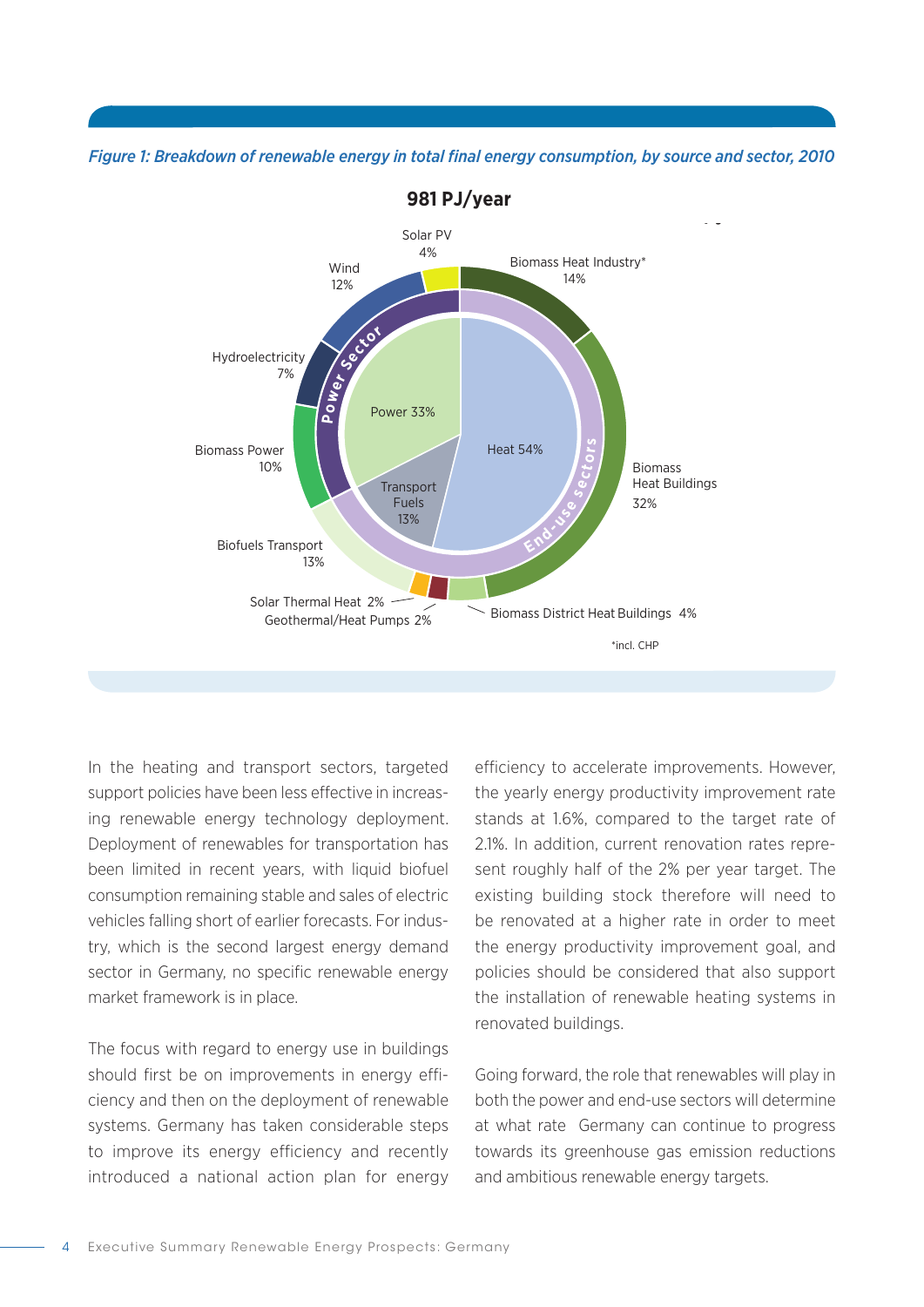*Figure 1: Breakdown of renewable energy in total final energy consumption, by source and sector, 2010*

**981 PJ/year**

Solar PV 4%
Wind 12%
Hydroelectricity 7%
Biomass Power 10%
Biofuels Transport 13%
Solar Thermal Heat 2%
Geothermal/Heat Pumps 2%
Biomass District Heat Buildings 4%
Biomass Heat Buildings 32%
Biomass Heat Industry* 14%

Power Sector
End-use sectors

Power 33%
Transport Fuels 13%
Heat 54%

*incl. CHP

In the heating and transport sectors, targeted support policies have been less effective in increasing renewable energy technology deployment. Deployment of renewables for transportation has been limited in recent years, with liquid biofuel consumption remaining stable and sales of electric vehicles falling short of earlier forecasts. For industry, which is the second largest energy demand sector in Germany, no specific renewable energy market framework is in place.

The focus with regard to energy use in buildings should first be on improvements in energy efficiency and then on the deployment of renewable systems. Germany has taken considerable steps to improve its energy efficiency and recently introduced a national action plan for energy efficiency to accelerate improvements. However, the yearly energy productivity improvement rate stands at 1.6%, compared to the target rate of 2.1%. In addition, current renovation rates represent roughly half of the 2% per year target. The existing building stock therefore will need to be renovated at a higher rate in order to meet the energy productivity improvement goal, and policies should be considered that also support the installation of renewable heating systems in renovated buildings.

Going forward, the role that renewables will play in both the power and end-use sectors will determine at what rate Germany can continue to progress towards its greenhouse gas emission reductions and ambitious renewable energy targets.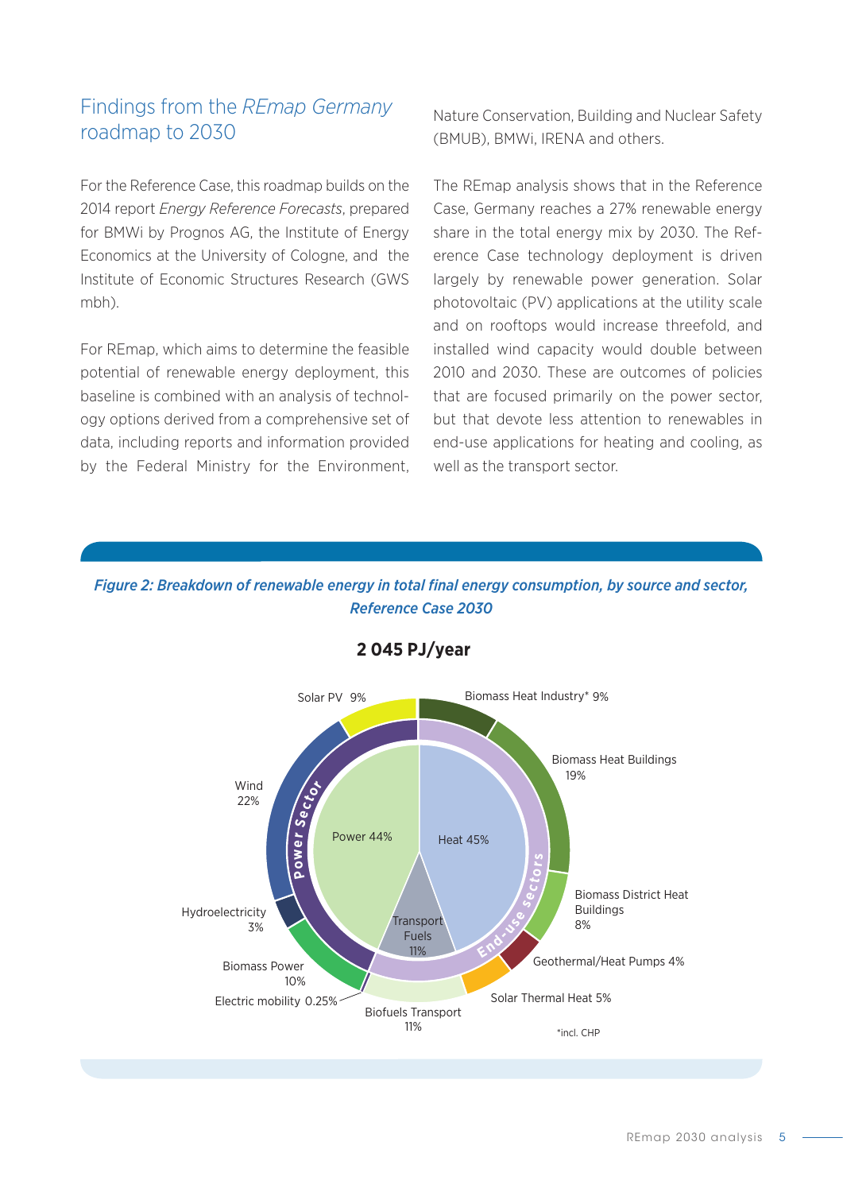## Findings from the *REmap Germany* roadmap to 2030

For the Reference Case, this roadmap builds on the 2014 report *Energy Reference Forecasts*, prepared for BMWi by Prognos AG, the Institute of Energy Economics at the University of Cologne, and the Institute of Economic Structures Research (GWS mbh).

For REmap, which aims to determine the feasible potential of renewable energy deployment, this baseline is combined with an analysis of technology options derived from a comprehensive set of data, including reports and information provided by the Federal Ministry for the Environment, Nature Conservation, Building and Nuclear Safety (BMUB), BMWi, IRENA and others.

The REmap analysis shows that in the Reference Case, Germany reaches a 27% renewable energy share in the total energy mix by 2030. The Reference Case technology deployment is driven largely by renewable power generation. Solar photovoltaic (PV) applications at the utility scale and on rooftops would increase threefold, and installed wind capacity would double between 2010 and 2030. These are outcomes of policies that are focused primarily on the power sector, but that devote less attention to renewables in end-use applications for heating and cooling, as well as the transport sector.

***Figure 2: Breakdown of renewable energy in total final energy consumption, by source and sector, Reference Case 2030***

**2 045 PJ/year**

| Sector | Share | Source | Share |
|---|---|---|---|
| Power Sector | Power 44% | Solar PV | 9% |
| | | Wind | 22% |
| | | Hydroelectricity | 3% |
| | | Biomass Power | 10% |
| | | Electric mobility | 0.25% |
| End-use sectors | Transport Fuels 11% | Biofuels Transport | 11% |
| | Heat 45% | Biomass Heat Industry* | 9% |
| | | Biomass Heat Buildings | 19% |
| | | Biomass District Heat Buildings | 8% |
| | | Geothermal/Heat Pumps | 4% |
| | | Solar Thermal Heat | 5% |

*incl. CHP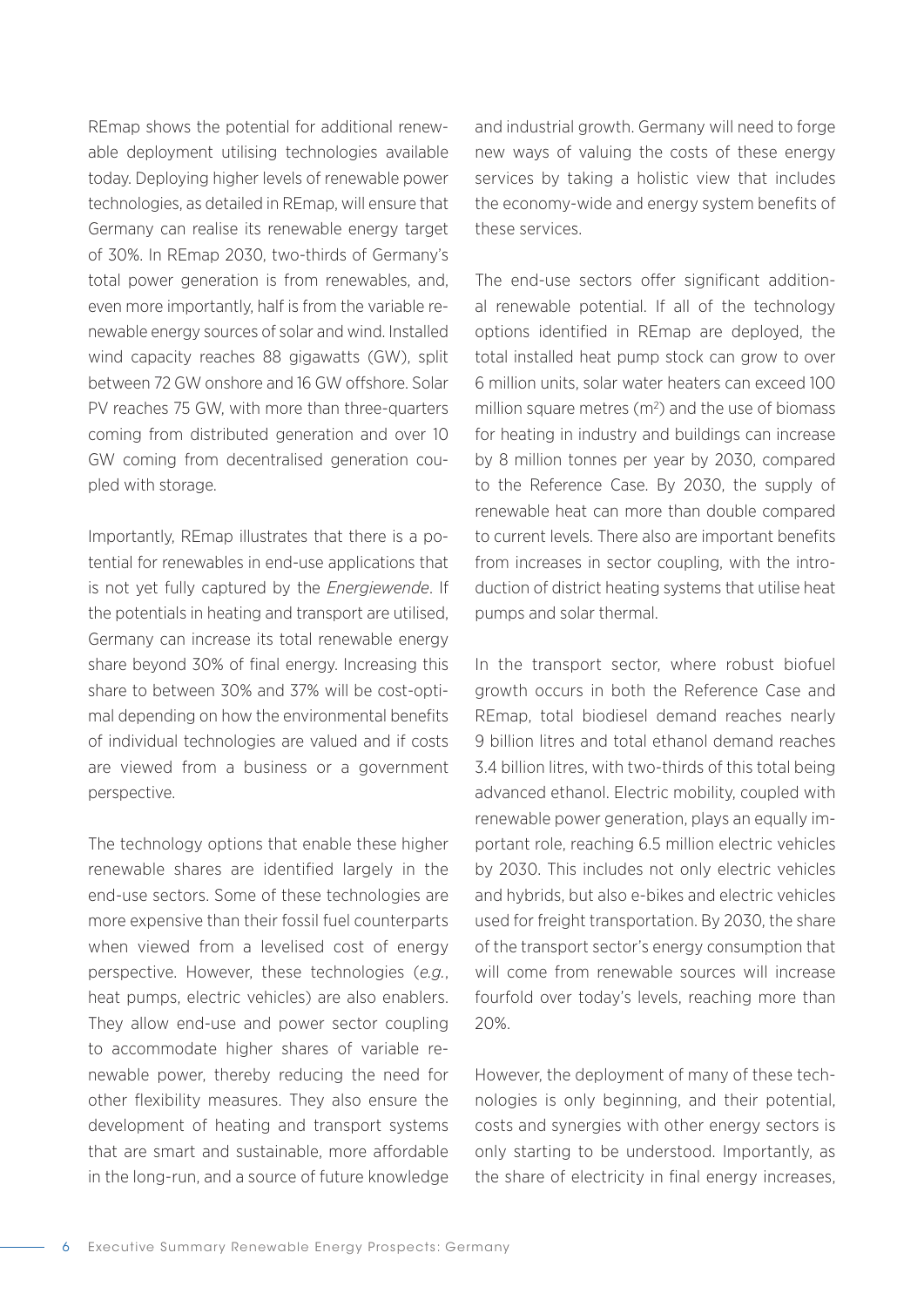REmap shows the potential for additional renewable deployment utilising technologies available today. Deploying higher levels of renewable power technologies, as detailed in REmap, will ensure that Germany can realise its renewable energy target of 30%. In REmap 2030, two-thirds of Germany's total power generation is from renewables, and, even more importantly, half is from the variable renewable energy sources of solar and wind. Installed wind capacity reaches 88 gigawatts (GW), split between 72 GW onshore and 16 GW offshore. Solar PV reaches 75 GW, with more than three-quarters coming from distributed generation and over 10 GW coming from decentralised generation coupled with storage.

Importantly, REmap illustrates that there is a potential for renewables in end-use applications that is not yet fully captured by the *Energiewende*. If the potentials in heating and transport are utilised, Germany can increase its total renewable energy share beyond 30% of final energy. Increasing this share to between 30% and 37% will be cost-optimal depending on how the environmental benefits of individual technologies are valued and if costs are viewed from a business or a government perspective.

The technology options that enable these higher renewable shares are identified largely in the end-use sectors. Some of these technologies are more expensive than their fossil fuel counterparts when viewed from a levelised cost of energy perspective. However, these technologies (*e.g.*, heat pumps, electric vehicles) are also enablers. They allow end-use and power sector coupling to accommodate higher shares of variable renewable power, thereby reducing the need for other flexibility measures. They also ensure the development of heating and transport systems that are smart and sustainable, more affordable in the long-run, and a source of future knowledge and industrial growth. Germany will need to forge new ways of valuing the costs of these energy services by taking a holistic view that includes the economy-wide and energy system benefits of these services.

The end-use sectors offer significant additional renewable potential. If all of the technology options identified in REmap are deployed, the total installed heat pump stock can grow to over 6 million units, solar water heaters can exceed 100 million square metres ($m^2$) and the use of biomass for heating in industry and buildings can increase by 8 million tonnes per year by 2030, compared to the Reference Case. By 2030, the supply of renewable heat can more than double compared to current levels. There also are important benefits from increases in sector coupling, with the introduction of district heating systems that utilise heat pumps and solar thermal.

In the transport sector, where robust biofuel growth occurs in both the Reference Case and REmap, total biodiesel demand reaches nearly 9 billion litres and total ethanol demand reaches 3.4 billion litres, with two-thirds of this total being advanced ethanol. Electric mobility, coupled with renewable power generation, plays an equally important role, reaching 6.5 million electric vehicles by 2030. This includes not only electric vehicles and hybrids, but also e-bikes and electric vehicles used for freight transportation. By 2030, the share of the transport sector's energy consumption that will come from renewable sources will increase fourfold over today's levels, reaching more than 20%.

However, the deployment of many of these technologies is only beginning, and their potential, costs and synergies with other energy sectors is only starting to be understood. Importantly, as the share of electricity in final energy increases,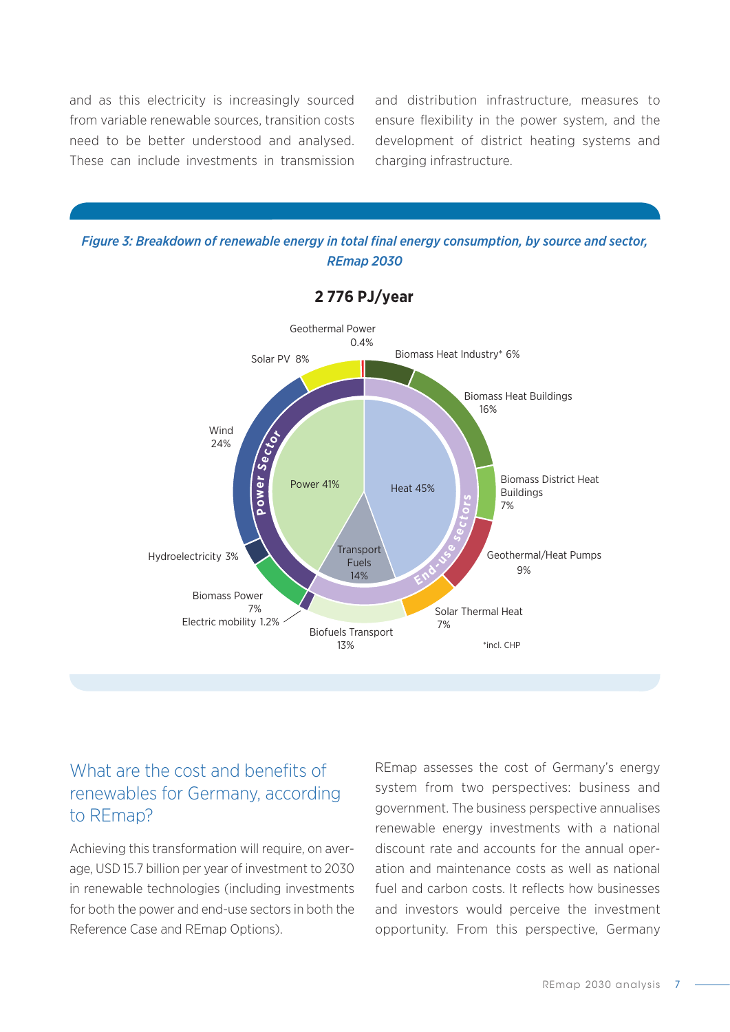and as this electricity is increasingly sourced from variable renewable sources, transition costs need to be better understood and analysed. These can include investments in transmission and distribution infrastructure, measures to ensure flexibility in the power system, and the development of district heating systems and charging infrastructure.

*Figure 3: Breakdown of renewable energy in total final energy consumption, by source and sector, REmap 2030*

**2 776 PJ/year**

Power Sector: Power 41% — Solar PV 8%; Geothermal Power 0.4%; Wind 24%; Hydroelectricity 3%; Biomass Power 7%; Electric mobility 1.2%

End-use sectors: Heat 45% — Biomass Heat Industry* 6%; Biomass Heat Buildings 16%; Biomass District Heat Buildings 7%; Geothermal/Heat Pumps 9%; Solar Thermal Heat 7%

Transport Fuels 14% — Biofuels Transport 13%

*incl. CHP

## What are the cost and benefits of renewables for Germany, according to REmap?

Achieving this transformation will require, on average, USD 15.7 billion per year of investment to 2030 in renewable technologies (including investments for both the power and end-use sectors in both the Reference Case and REmap Options).

REmap assesses the cost of Germany's energy system from two perspectives: business and government. The business perspective annualises renewable energy investments with a national discount rate and accounts for the annual operation and maintenance costs as well as national fuel and carbon costs. It reflects how businesses and investors would perceive the investment opportunity. From this perspective, Germany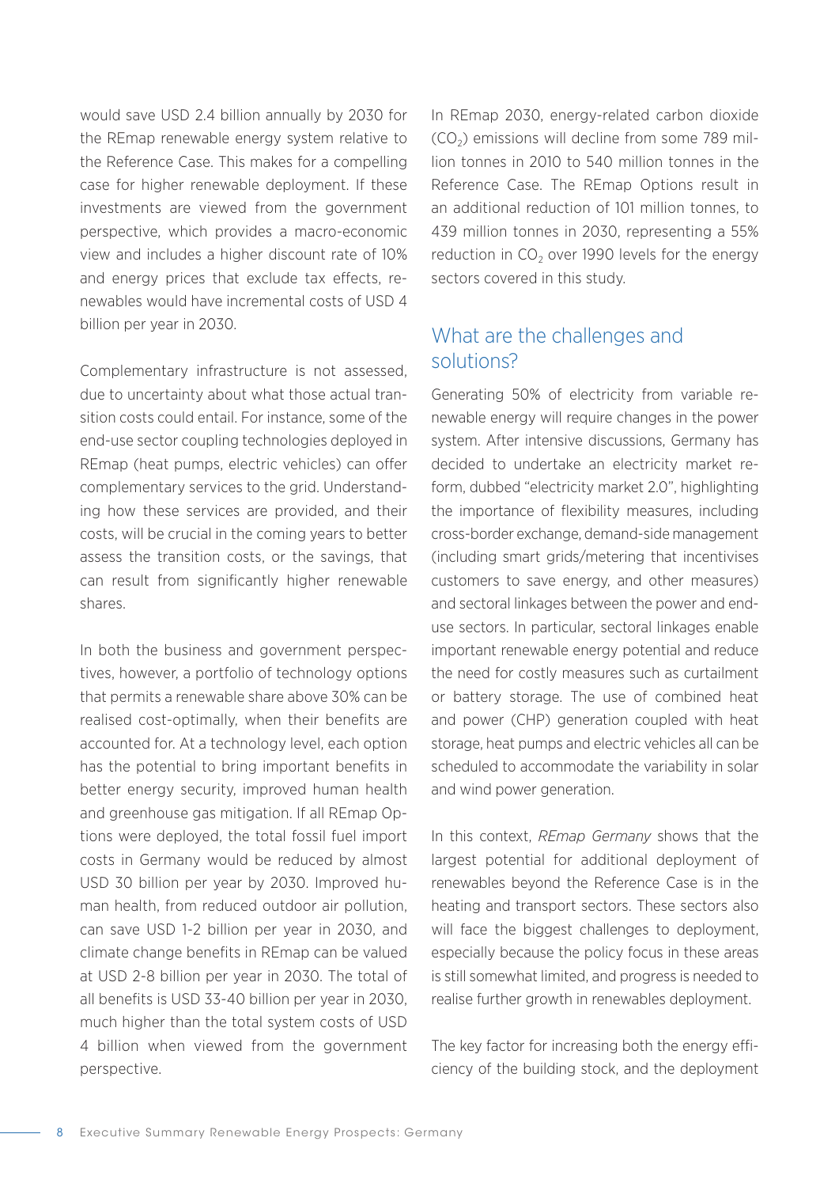would save USD 2.4 billion annually by 2030 for the REmap renewable energy system relative to the Reference Case. This makes for a compelling case for higher renewable deployment. If these investments are viewed from the government perspective, which provides a macro-economic view and includes a higher discount rate of 10% and energy prices that exclude tax effects, renewables would have incremental costs of USD 4 billion per year in 2030.

Complementary infrastructure is not assessed, due to uncertainty about what those actual transition costs could entail. For instance, some of the end-use sector coupling technologies deployed in REmap (heat pumps, electric vehicles) can offer complementary services to the grid. Understanding how these services are provided, and their costs, will be crucial in the coming years to better assess the transition costs, or the savings, that can result from significantly higher renewable shares.

In both the business and government perspectives, however, a portfolio of technology options that permits a renewable share above 30% can be realised cost-optimally, when their benefits are accounted for. At a technology level, each option has the potential to bring important benefits in better energy security, improved human health and greenhouse gas mitigation. If all REmap Options were deployed, the total fossil fuel import costs in Germany would be reduced by almost USD 30 billion per year by 2030. Improved human health, from reduced outdoor air pollution, can save USD 1-2 billion per year in 2030, and climate change benefits in REmap can be valued at USD 2-8 billion per year in 2030. The total of all benefits is USD 33-40 billion per year in 2030, much higher than the total system costs of USD 4 billion when viewed from the government perspective.

In REmap 2030, energy-related carbon dioxide ($CO_2$) emissions will decline from some 789 million tonnes in 2010 to 540 million tonnes in the Reference Case. The REmap Options result in an additional reduction of 101 million tonnes, to 439 million tonnes in 2030, representing a 55% reduction in $CO_2$ over 1990 levels for the energy sectors covered in this study.

## What are the challenges and solutions?

Generating 50% of electricity from variable renewable energy will require changes in the power system. After intensive discussions, Germany has decided to undertake an electricity market reform, dubbed "electricity market 2.0", highlighting the importance of flexibility measures, including cross-border exchange, demand-side management (including smart grids/metering that incentivises customers to save energy, and other measures) and sectoral linkages between the power and end-use sectors. In particular, sectoral linkages enable important renewable energy potential and reduce the need for costly measures such as curtailment or battery storage. The use of combined heat and power (CHP) generation coupled with heat storage, heat pumps and electric vehicles all can be scheduled to accommodate the variability in solar and wind power generation.

In this context, *REmap Germany* shows that the largest potential for additional deployment of renewables beyond the Reference Case is in the heating and transport sectors. These sectors also will face the biggest challenges to deployment, especially because the policy focus in these areas is still somewhat limited, and progress is needed to realise further growth in renewables deployment.

The key factor for increasing both the energy efficiency of the building stock, and the deployment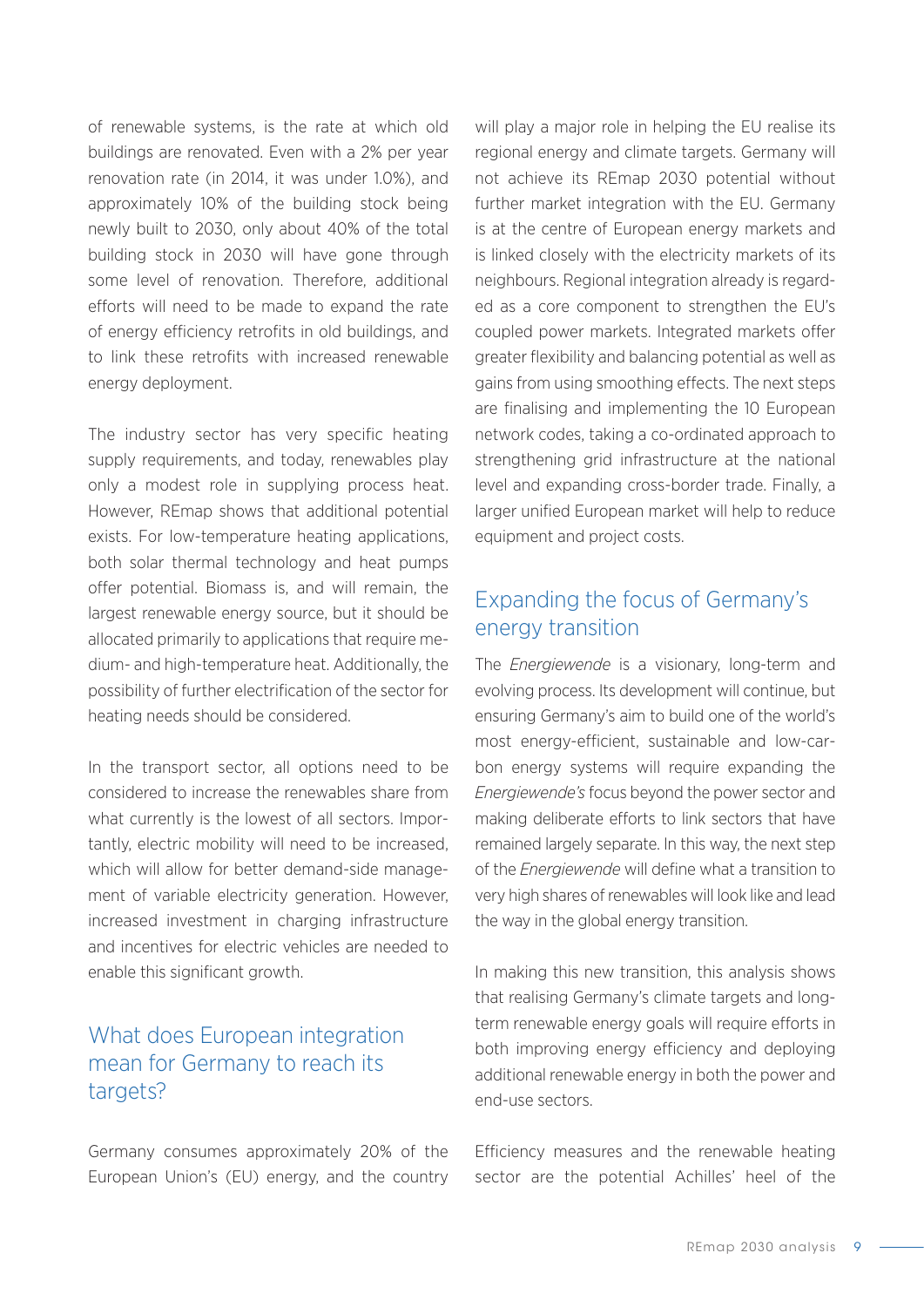of renewable systems, is the rate at which old buildings are renovated. Even with a 2% per year renovation rate (in 2014, it was under 1.0%), and approximately 10% of the building stock being newly built to 2030, only about 40% of the total building stock in 2030 will have gone through some level of renovation. Therefore, additional efforts will need to be made to expand the rate of energy efficiency retrofits in old buildings, and to link these retrofits with increased renewable energy deployment.

The industry sector has very specific heating supply requirements, and today, renewables play only a modest role in supplying process heat. However, REmap shows that additional potential exists. For low-temperature heating applications, both solar thermal technology and heat pumps offer potential. Biomass is, and will remain, the largest renewable energy source, but it should be allocated primarily to applications that require medium- and high-temperature heat. Additionally, the possibility of further electrification of the sector for heating needs should be considered.

In the transport sector, all options need to be considered to increase the renewables share from what currently is the lowest of all sectors. Importantly, electric mobility will need to be increased, which will allow for better demand-side management of variable electricity generation. However, increased investment in charging infrastructure and incentives for electric vehicles are needed to enable this significant growth.

## What does European integration mean for Germany to reach its targets?

Germany consumes approximately 20% of the European Union's (EU) energy, and the country will play a major role in helping the EU realise its regional energy and climate targets. Germany will not achieve its REmap 2030 potential without further market integration with the EU. Germany is at the centre of European energy markets and is linked closely with the electricity markets of its neighbours. Regional integration already is regarded as a core component to strengthen the EU's coupled power markets. Integrated markets offer greater flexibility and balancing potential as well as gains from using smoothing effects. The next steps are finalising and implementing the 10 European network codes, taking a co-ordinated approach to strengthening grid infrastructure at the national level and expanding cross-border trade. Finally, a larger unified European market will help to reduce equipment and project costs.

## Expanding the focus of Germany's energy transition

The *Energiewende* is a visionary, long-term and evolving process. Its development will continue, but ensuring Germany's aim to build one of the world's most energy-efficient, sustainable and low-carbon energy systems will require expanding the *Energiewende's* focus beyond the power sector and making deliberate efforts to link sectors that have remained largely separate. In this way, the next step of the *Energiewende* will define what a transition to very high shares of renewables will look like and lead the way in the global energy transition.

In making this new transition, this analysis shows that realising Germany's climate targets and long-term renewable energy goals will require efforts in both improving energy efficiency and deploying additional renewable energy in both the power and end-use sectors.

Efficiency measures and the renewable heating sector are the potential Achilles' heel of the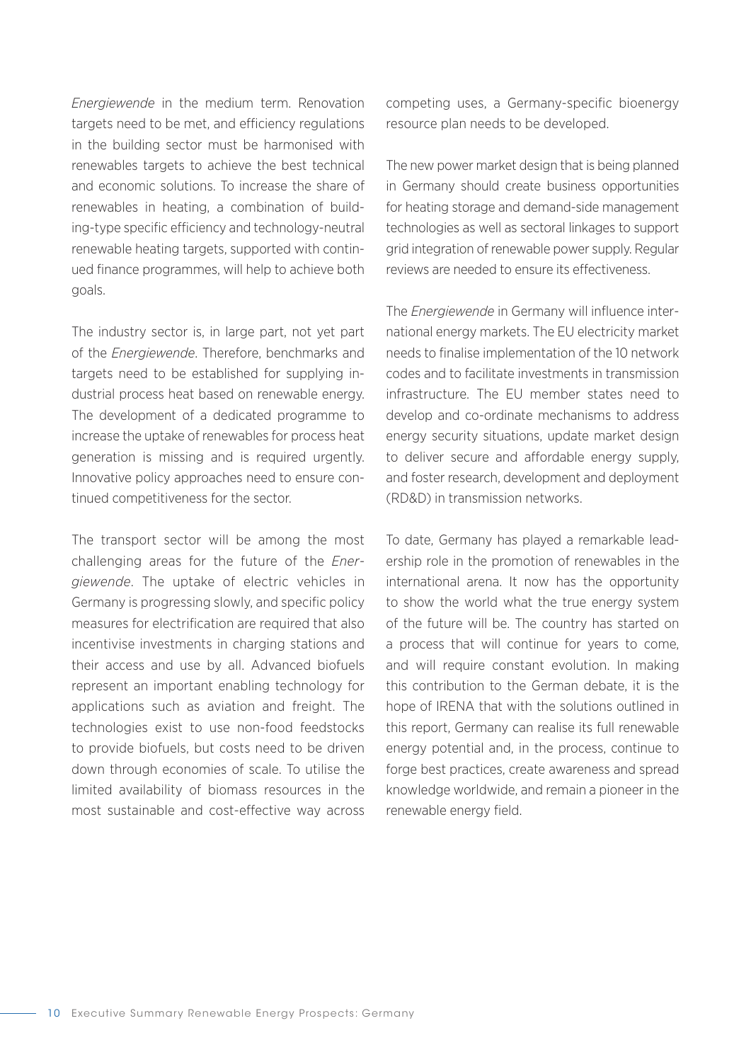*Energiewende* in the medium term. Renovation targets need to be met, and efficiency regulations in the building sector must be harmonised with renewables targets to achieve the best technical and economic solutions. To increase the share of renewables in heating, a combination of building-type specific efficiency and technology-neutral renewable heating targets, supported with continued finance programmes, will help to achieve both goals.

The industry sector is, in large part, not yet part of the *Energiewende*. Therefore, benchmarks and targets need to be established for supplying industrial process heat based on renewable energy. The development of a dedicated programme to increase the uptake of renewables for process heat generation is missing and is required urgently. Innovative policy approaches need to ensure continued competitiveness for the sector.

The transport sector will be among the most challenging areas for the future of the *Energiewende*. The uptake of electric vehicles in Germany is progressing slowly, and specific policy measures for electrification are required that also incentivise investments in charging stations and their access and use by all. Advanced biofuels represent an important enabling technology for applications such as aviation and freight. The technologies exist to use non-food feedstocks to provide biofuels, but costs need to be driven down through economies of scale. To utilise the limited availability of biomass resources in the most sustainable and cost-effective way across competing uses, a Germany-specific bioenergy resource plan needs to be developed.

The new power market design that is being planned in Germany should create business opportunities for heating storage and demand-side management technologies as well as sectoral linkages to support grid integration of renewable power supply. Regular reviews are needed to ensure its effectiveness.

The *Energiewende* in Germany will influence international energy markets. The EU electricity market needs to finalise implementation of the 10 network codes and to facilitate investments in transmission infrastructure. The EU member states need to develop and co-ordinate mechanisms to address energy security situations, update market design to deliver secure and affordable energy supply, and foster research, development and deployment (RD&D) in transmission networks.

To date, Germany has played a remarkable leadership role in the promotion of renewables in the international arena. It now has the opportunity to show the world what the true energy system of the future will be. The country has started on a process that will continue for years to come, and will require constant evolution. In making this contribution to the German debate, it is the hope of IRENA that with the solutions outlined in this report, Germany can realise its full renewable energy potential and, in the process, continue to forge best practices, create awareness and spread knowledge worldwide, and remain a pioneer in the renewable energy field.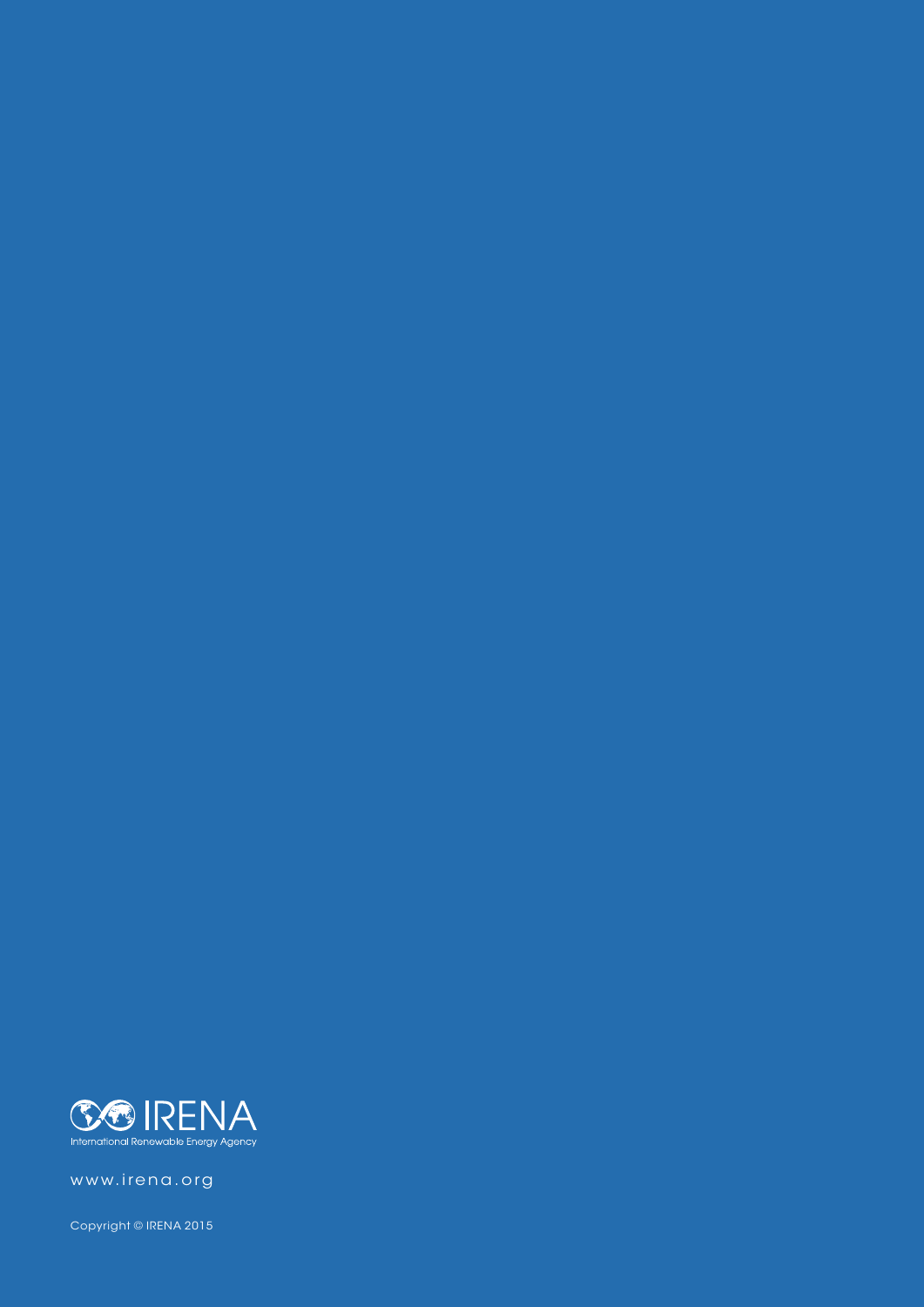IRENA

International Renewable Energy Agency

www.irena.org

Copyright © IRENA 2015